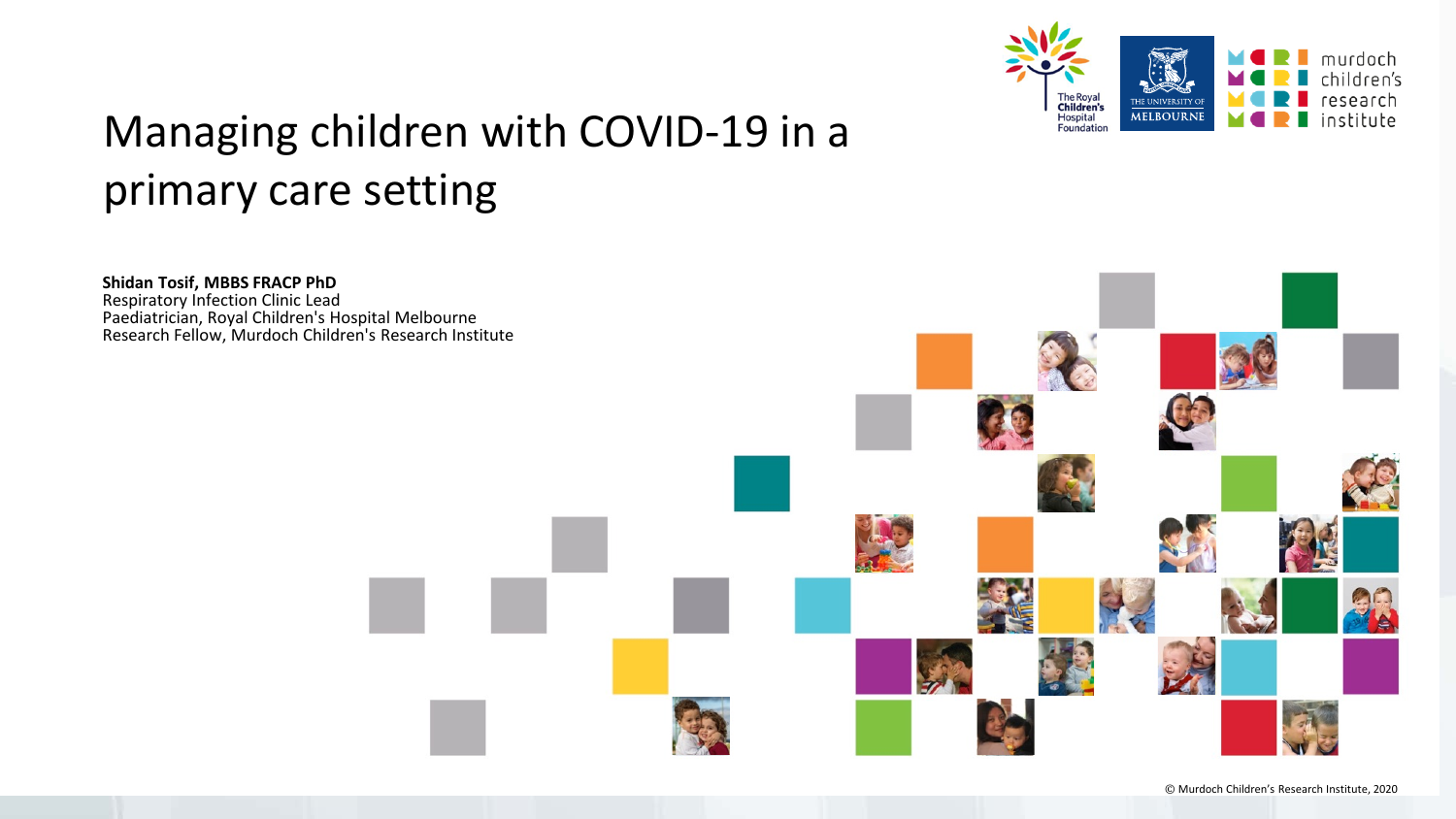# Managing children with COVID-19 in a primary care setting

**Shidan Tosif, MBBS FRACP PhD**
Respiratory Infection Clinic Lead
Paediatrician, Royal Children's Hospital Melbourne
Research Fellow, Murdoch Children's Research Institute

© Murdoch Children's Research Institute, 2020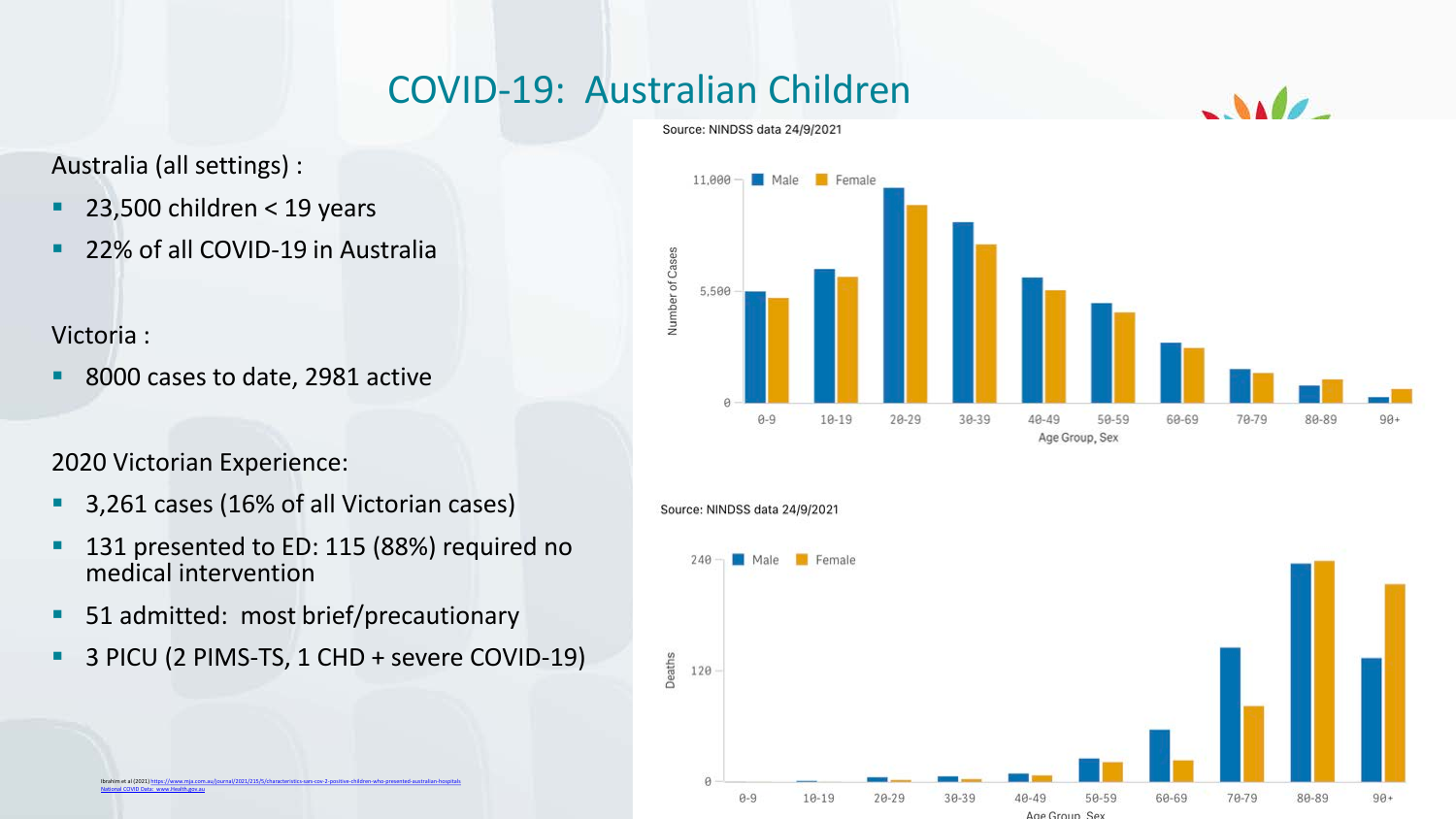# COVID-19: Australian Children

Australia (all settings) :

- 23,500 children < 19 years
- 22% of all COVID-19 in Australia

Victoria :

- 8000 cases to date, 2981 active

2020 Victorian Experience:

- 3,261 cases (16% of all Victorian cases)
- 131 presented to ED: 115 (88%) required no medical intervention
- 51 admitted: most brief/precautionary
- 3 PICU (2 PIMS-TS, 1 CHD + severe COVID-19)

Source: NINDSS data 24/9/2021

Number of Cases by Age Group, Sex (Male / Female): 0-9, 10-19, 20-29, 30-39, 40-49, 50-59, 60-69, 70-79, 80-89, 90+ (axis: 0, 5,500, 11,000)

Source: NINDSS data 24/9/2021

Deaths by Age Group, Sex (Male / Female): 0-9, 10-19, 20-29, 30-39, 40-49, 50-59, 60-69, 70-79, 80-89, 90+ (axis: 0, 120, 240)

Ibrahim et al (2021) https://www.mja.com.au/journal/2021/215/5/characteristics-sars-cov-2-positive-children-who-presented-australian-hospitals
National COVID Data: www.Health.gov.au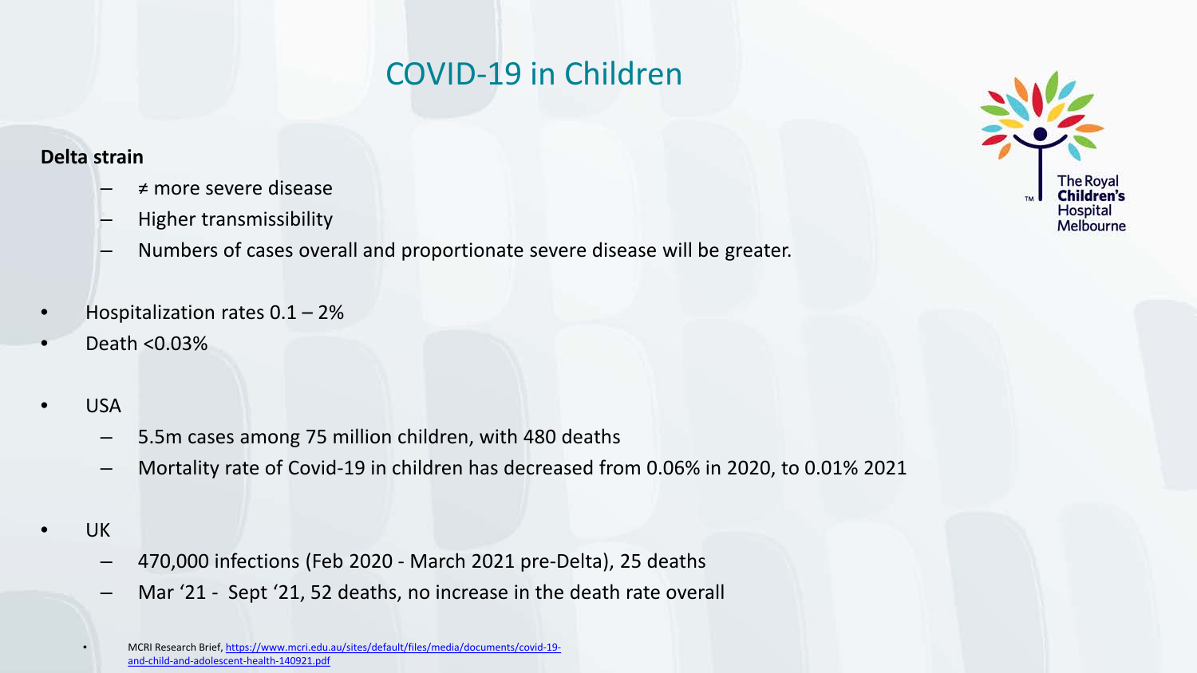# COVID-19 in Children

**Delta strain**

- ≠ more severe disease
- Higher transmissibility
- Numbers of cases overall and proportionate severe disease will be greater.

- Hospitalization rates 0.1 – 2%
- Death <0.03%

- USA
  - 5.5m cases among 75 million children, with 480 deaths
  - Mortality rate of Covid-19 in children has decreased from 0.06% in 2020, to 0.01% 2021

- UK
  - 470,000 infections (Feb 2020 - March 2021 pre-Delta), 25 deaths
  - Mar '21 - Sept '21, 52 deaths, no increase in the death rate overall

- MCRI Research Brief, https://www.mcri.edu.au/sites/default/files/media/documents/covid-19-and-child-and-adolescent-health-140921.pdf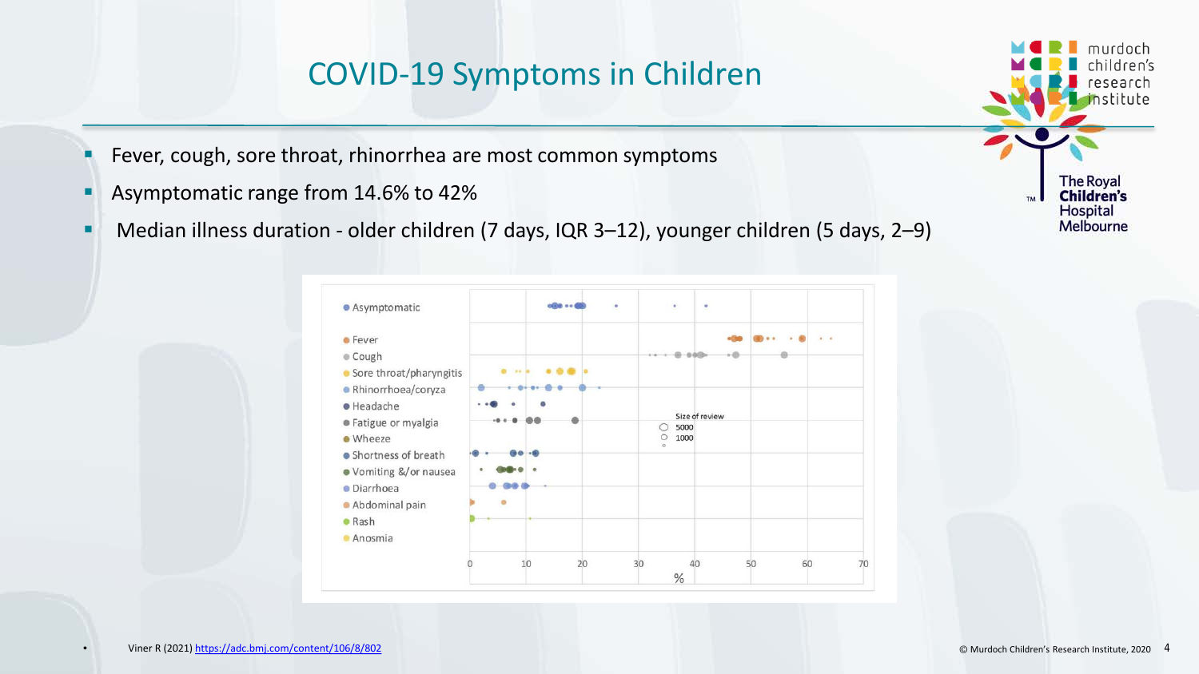# COVID-19 Symptoms in Children

- Fever, cough, sore throat, rhinorrhea are most common symptoms
- Asymptomatic range from 14.6% to 42%
- Median illness duration - older children (7 days, IQR 3–12), younger children (5 days, 2–9)

Asymptomatic
Fever
Cough
Sore throat/pharyngitis
Rhinorrhoea/coryza
Headache
Fatigue or myalgia
Wheeze
Shortness of breath
Vomiting &/or nausea
Diarrhoea
Abdominal pain
Rash
Anosmia

Size of review
5000
1000

0 10 20 30 40 50 60 70
%

- Viner R (2021) https://adc.bmj.com/content/106/8/802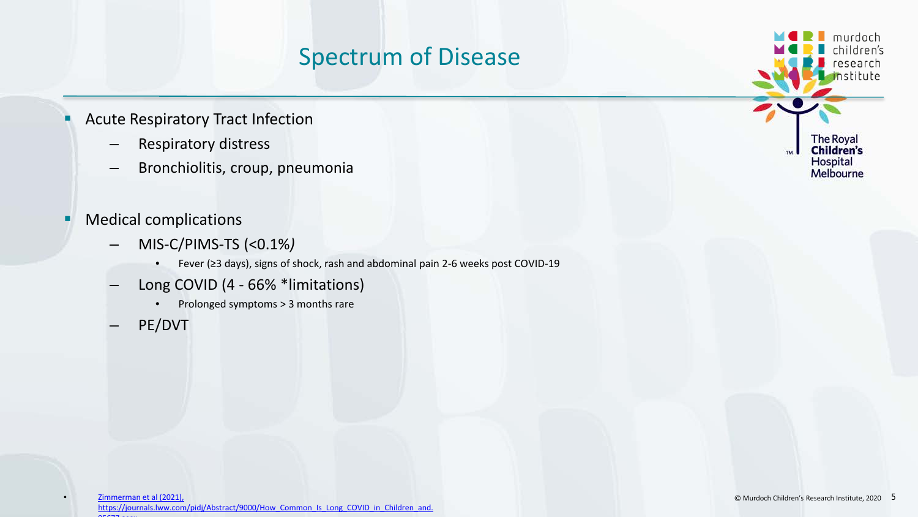# Spectrum of Disease

- Acute Respiratory Tract Infection
  - Respiratory distress
  - Bronchiolitis, croup, pneumonia

- Medical complications
  - MIS-C/PIMS-TS (<0.1%)
    - Fever (≥3 days), signs of shock, rash and abdominal pain 2-6 weeks post COVID-19
  - Long COVID (4 - 66% *limitations)
    - Prolonged symptoms > 3 months rare
  - PE/DVT

- Zimmerman et al (2021), https://journals.lww.com/pidj/Abstract/9000/How_Common_Is_Long_COVID_in_Children_and.95677.aspx

© Murdoch Children's Research Institute, 2020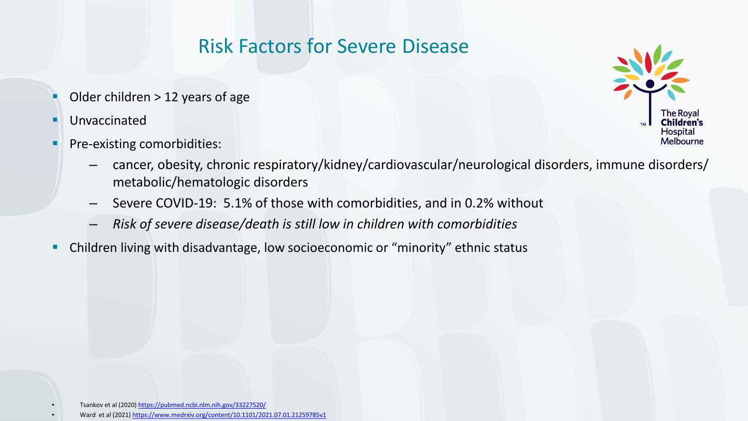# Risk Factors for Severe Disease

- Older children > 12 years of age
- Unvaccinated
- Pre-existing comorbidities:
  - cancer, obesity, chronic respiratory/kidney/cardiovascular/neurological disorders, immune disorders/ metabolic/hematologic disorders
  - Severe COVID-19: 5.1% of those with comorbidities, and in 0.2% without
  - *Risk of severe disease/death is still low in children with comorbidities*
- Children living with disadvantage, low socioeconomic or "minority" ethnic status

- Tsankov et al (2020) https://pubmed.ncbi.nlm.nih.gov/33227520/
- Ward et al (2021) https://www.medrxiv.org/content/10.1101/2021.07.01.21259785v1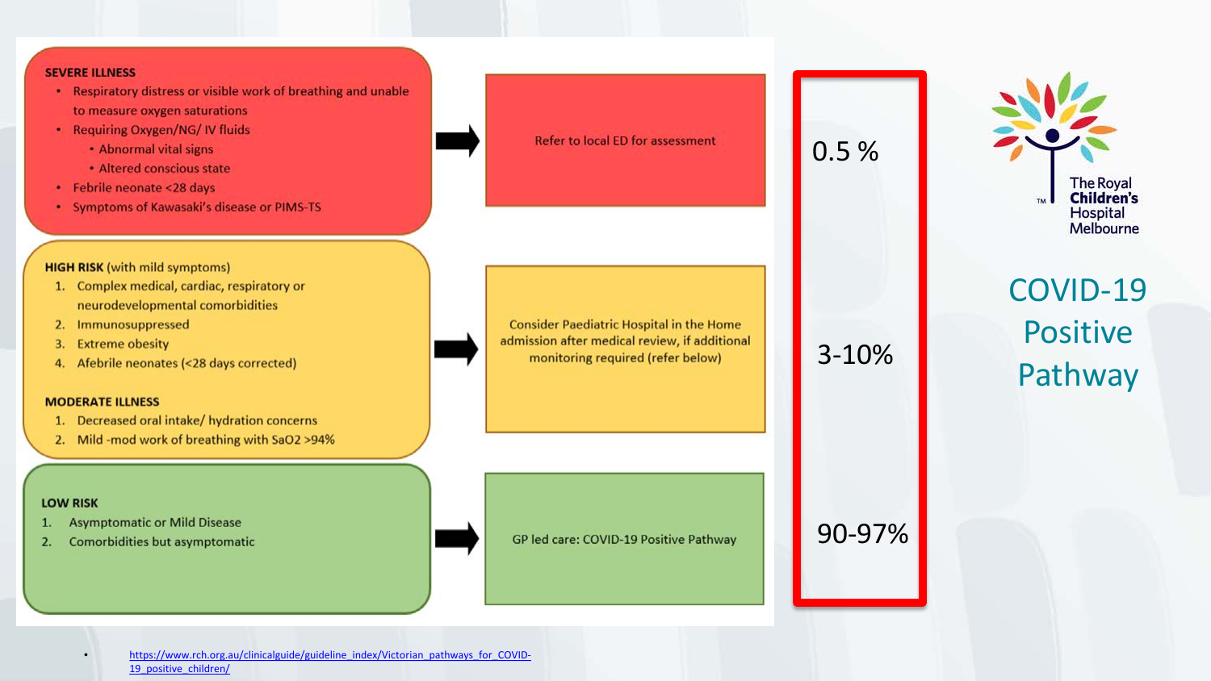# COVID-19 Positive Pathway

The Royal Children's Hospital Melbourne

| Risk category | Action | Proportion |
| --- | --- | --- |
| **SEVERE ILLNESS**<br>• Respiratory distress or visible work of breathing and unable to measure oxygen saturations<br>• Requiring Oxygen/NG/ IV fluids<br>  • Abnormal vital signs<br>  • Altered conscious state<br>• Febrile neonate <28 days<br>• Symptoms of Kawasaki's disease or PIMS-TS | Refer to local ED for assessment | 0.5 % |
| **HIGH RISK** (with mild symptoms)<br>1. Complex medical, cardiac, respiratory or neurodevelopmental comorbidities<br>2. Immunosuppressed<br>3. Extreme obesity<br>4. Afebrile neonates (<28 days corrected)<br><br>**MODERATE ILLNESS**<br>1. Decreased oral intake/ hydration concerns<br>2. Mild -mod work of breathing with SaO2 >94% | Consider Paediatric Hospital in the Home admission after medical review, if additional monitoring required (refer below) | 3-10% |
| **LOW RISK**<br>1. Asymptomatic or Mild Disease<br>2. Comorbidities but asymptomatic | GP led care: COVID-19 Positive Pathway | 90-97% |

- https://www.rch.org.au/clinicalguide/guideline_index/Victorian_pathways_for_COVID-19_positive_children/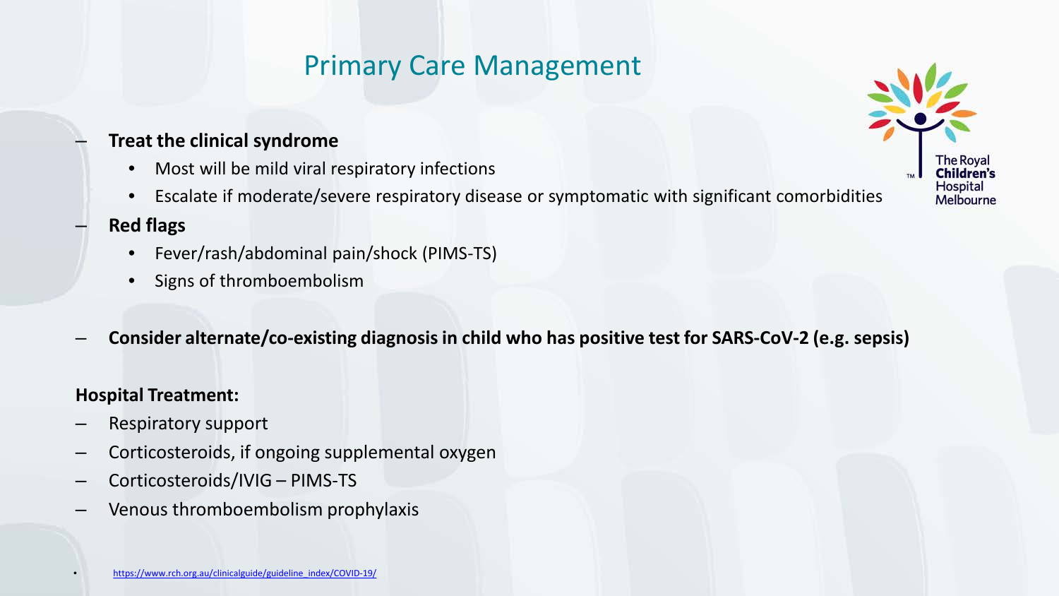# Primary Care Management

- **Treat the clinical syndrome**
  - Most will be mild viral respiratory infections
  - Escalate if moderate/severe respiratory disease or symptomatic with significant comorbidities
- **Red flags**
  - Fever/rash/abdominal pain/shock (PIMS-TS)
  - Signs of thromboembolism

- **Consider alternate/co-existing diagnosis in child who has positive test for SARS-CoV-2 (e.g. sepsis)**

**Hospital Treatment:**

- Respiratory support
- Corticosteroids, if ongoing supplemental oxygen
- Corticosteroids/IVIG – PIMS-TS
- Venous thromboembolism prophylaxis

- https://www.rch.org.au/clinicalguide/guideline_index/COVID-19/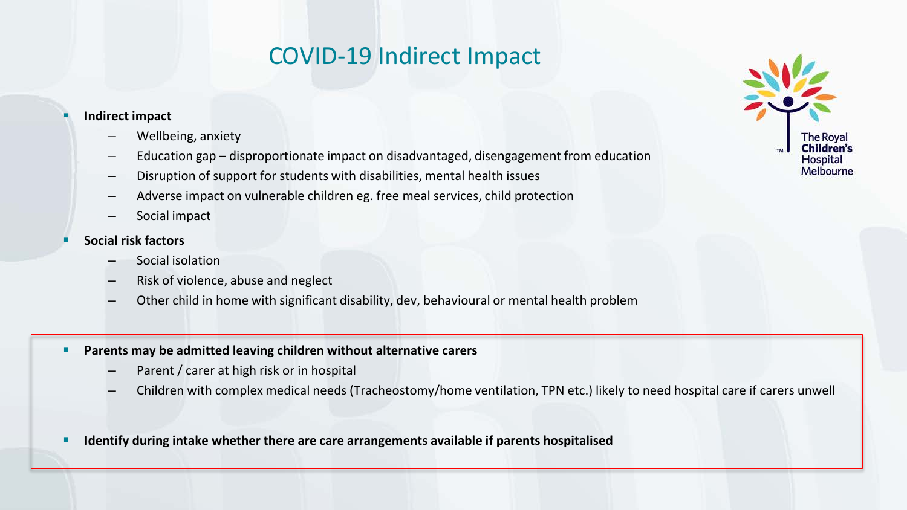# COVID-19 Indirect Impact

- **Indirect impact**
  - Wellbeing, anxiety
  - Education gap – disproportionate impact on disadvantaged, disengagement from education
  - Disruption of support for students with disabilities, mental health issues
  - Adverse impact on vulnerable children eg. free meal services, child protection
  - Social impact
- **Social risk factors**
  - Social isolation
  - Risk of violence, abuse and neglect
  - Other child in home with significant disability, dev, behavioural or mental health problem

- **Parents may be admitted leaving children without alternative carers**
  - Parent / carer at high risk or in hospital
  - Children with complex medical needs (Tracheostomy/home ventilation, TPN etc.) likely to need hospital care if carers unwell

- **Identify during intake whether there are care arrangements available if parents hospitalised**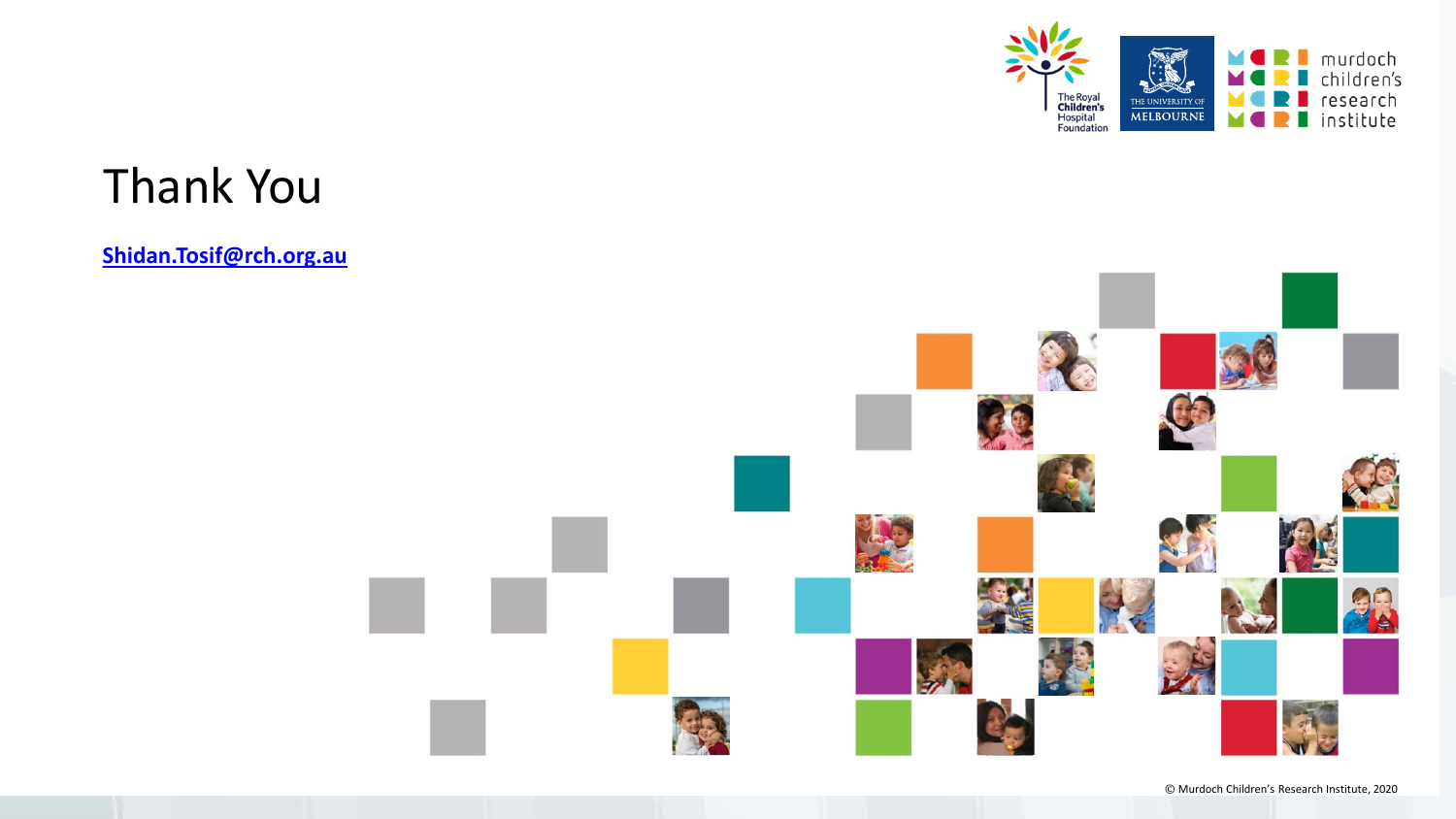# Thank You

[Shidan.Tosif@rch.org.au](mailto:Shidan.Tosif@rch.org.au)

© Murdoch Children's Research Institute, 2020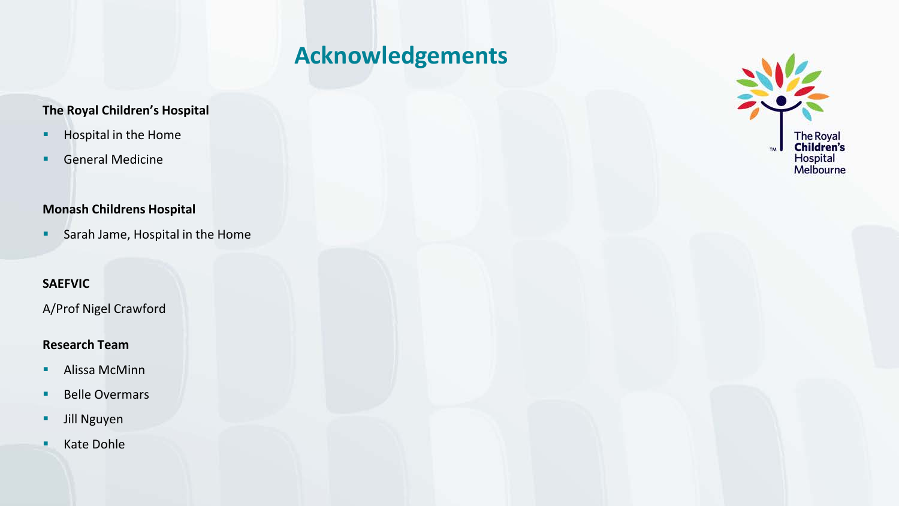# Acknowledgements

**The Royal Children's Hospital**

- Hospital in the Home
- General Medicine

**Monash Childrens Hospital**

- Sarah Jame, Hospital in the Home

**SAEFVIC**

A/Prof Nigel Crawford

**Research Team**

- Alissa McMinn
- Belle Overmars
- Jill Nguyen
- Kate Dohle

The Royal Children's Hospital Melbourne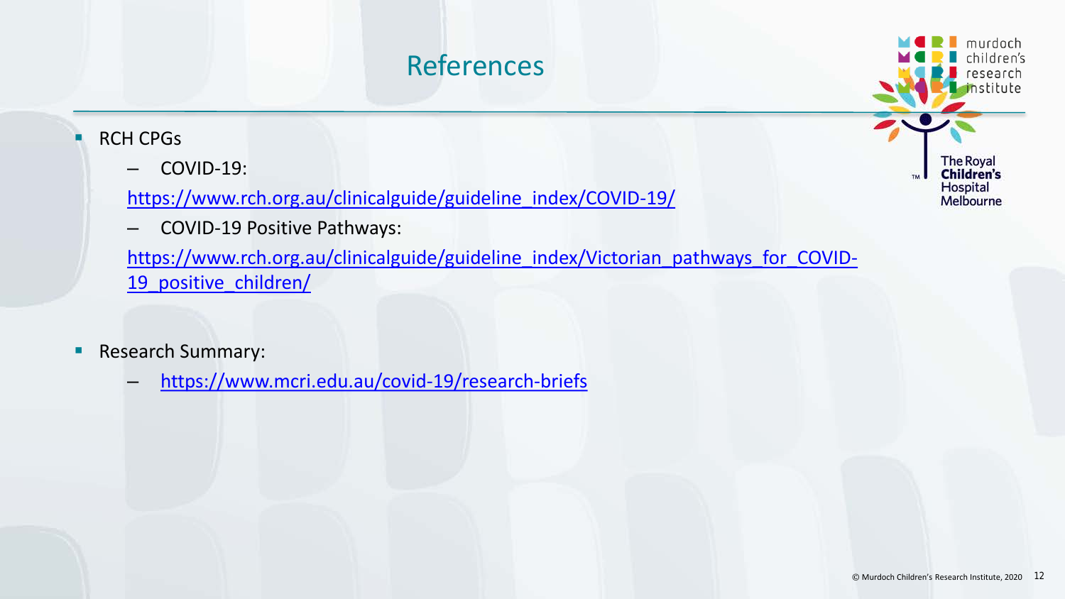# References

- RCH CPGs
  - COVID-19:
    https://www.rch.org.au/clinicalguide/guideline_index/COVID-19/
  - COVID-19 Positive Pathways:
    https://www.rch.org.au/clinicalguide/guideline_index/Victorian_pathways_for_COVID-19_positive_children/

- Research Summary:
  - https://www.mcri.edu.au/covid-19/research-briefs

© Murdoch Children's Research Institute, 2020